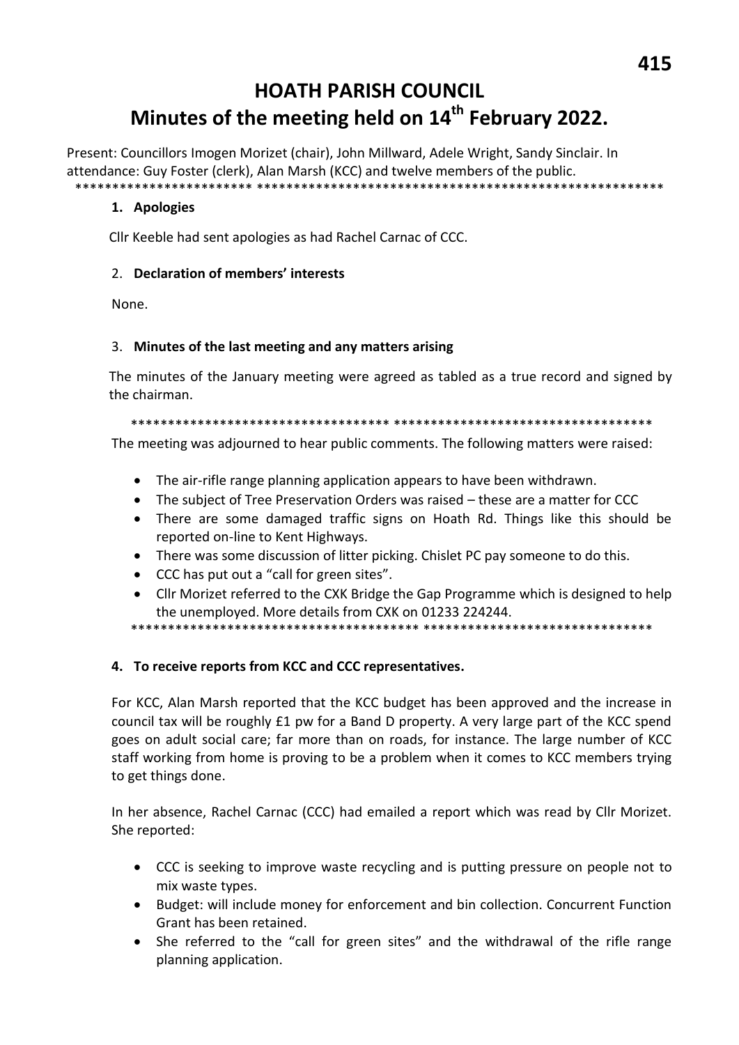# HOATH PARISH COUNCIL
# Minutes of the meeting held on 14th February 2022.

Present: Councillors Imogen Morizet (chair), John Millward, Adele Wright, Sandy Sinclair. In attendance: Guy Foster (clerk), Alan Marsh (KCC) and twelve members of the public.

\*\*\*\*\*\*\*\*\*\*\*\*\*\*\*\*\*\*\*\*\*\*\*\*\*\*\*\*\*\*\*\*\*\*\*\*\*\*\*\*\*\*\*\*\*\*\*\*\*\*\*\*\*\*\*\*\*\*\*\*\*\*\*\*\*\*\*\*\*\*\*\*\*\*\*\*\*\*\*\*

### 1. Apologies

Cllr Keeble had sent apologies as had Rachel Carnac of CCC.

### 2. Declaration of members' interests

None.

### 3. Minutes of the last meeting and any matters arising

The minutes of the January meeting were agreed as tabled as a true record and signed by the chairman.

\*\*\*\*\*\*\*\*\*\*\*\*\*\*\*\*\*\*\*\*\*\*\*\*\*\*\*\*\*\*\*\*\*\*\*\*\*\*\*\*\*\*\*\*\*\*\*\*\*\*\*\*\*\*\*\*\*\*\*\*\*\*\*\*\*\*\*\*\*\*\*\*

The meeting was adjourned to hear public comments. The following matters were raised:

- The air-rifle range planning application appears to have been withdrawn.
- The subject of Tree Preservation Orders was raised – these are a matter for CCC
- There are some damaged traffic signs on Hoath Rd. Things like this should be reported on-line to Kent Highways.
- There was some discussion of litter picking. Chislet PC pay someone to do this.
- CCC has put out a "call for green sites".
- Cllr Morizet referred to the CXK Bridge the Gap Programme which is designed to help the unemployed. More details from CXK on 01233 224244.

\*\*\*\*\*\*\*\*\*\*\*\*\*\*\*\*\*\*\*\*\*\*\*\*\*\*\*\*\*\*\*\*\*\*\*\*\*\*\*\*\*\*\*\*\*\*\*\*\*\*\*\*\*\*\*\*\*\*\*\*\*\*\*\*\*\*\*\*\*\*\*\*

### 4. To receive reports from KCC and CCC representatives.

For KCC, Alan Marsh reported that the KCC budget has been approved and the increase in council tax will be roughly £1 pw for a Band D property. A very large part of the KCC spend goes on adult social care; far more than on roads, for instance. The large number of KCC staff working from home is proving to be a problem when it comes to KCC members trying to get things done.

In her absence, Rachel Carnac (CCC) had emailed a report which was read by Cllr Morizet. She reported:

- CCC is seeking to improve waste recycling and is putting pressure on people not to mix waste types.
- Budget: will include money for enforcement and bin collection. Concurrent Function Grant has been retained.
- She referred to the "call for green sites" and the withdrawal of the rifle range planning application.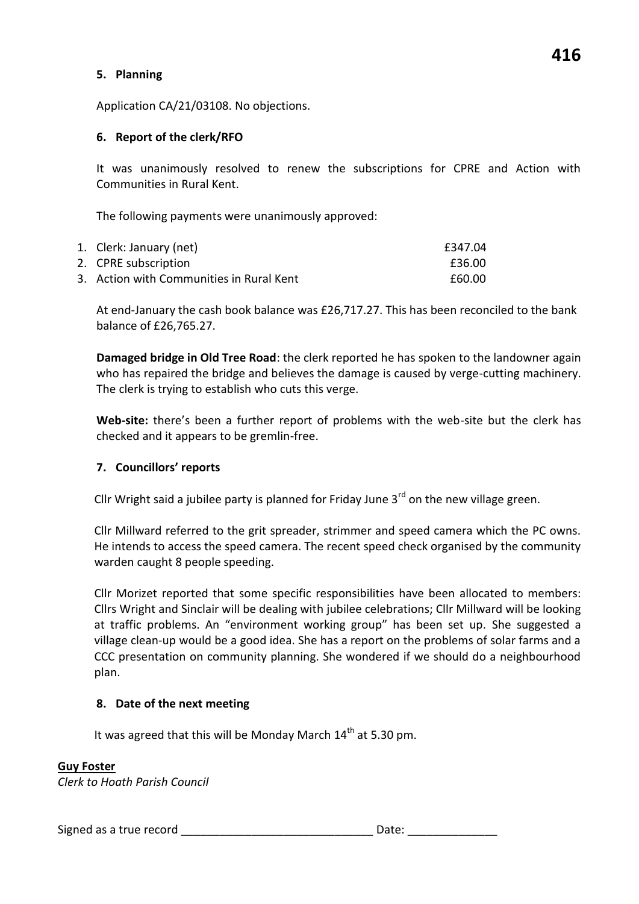## 5. Planning

Application CA/21/03108. No objections.

## 6. Report of the clerk/RFO

It was unanimously resolved to renew the subscriptions for CPRE and Action with Communities in Rural Kent.

The following payments were unanimously approved:

| | | |
|---|---|---|
| 1. | Clerk: January (net) | £347.04 |
| 2. | CPRE subscription | £36.00 |
| 3. | Action with Communities in Rural Kent | £60.00 |

At end-January the cash book balance was £26,717.27. This has been reconciled to the bank balance of £26,765.27.

**Damaged bridge in Old Tree Road**: the clerk reported he has spoken to the landowner again who has repaired the bridge and believes the damage is caused by verge-cutting machinery. The clerk is trying to establish who cuts this verge.

**Web-site:** there's been a further report of problems with the web-site but the clerk has checked and it appears to be gremlin-free.

## 7. Councillors' reports

Cllr Wright said a jubilee party is planned for Friday June 3rd on the new village green.

Cllr Millward referred to the grit spreader, strimmer and speed camera which the PC owns. He intends to access the speed camera. The recent speed check organised by the community warden caught 8 people speeding.

Cllr Morizet reported that some specific responsibilities have been allocated to members: Cllrs Wright and Sinclair will be dealing with jubilee celebrations; Cllr Millward will be looking at traffic problems. An "environment working group" has been set up. She suggested a village clean-up would be a good idea. She has a report on the problems of solar farms and a CCC presentation on community planning. She wondered if we should do a neighbourhood plan.

## 8. Date of the next meeting

It was agreed that this will be Monday March 14th at 5.30 pm.

**Guy Foster**
*Clerk to Hoath Parish Council*

Signed as a true record ______________________________ Date: ______________